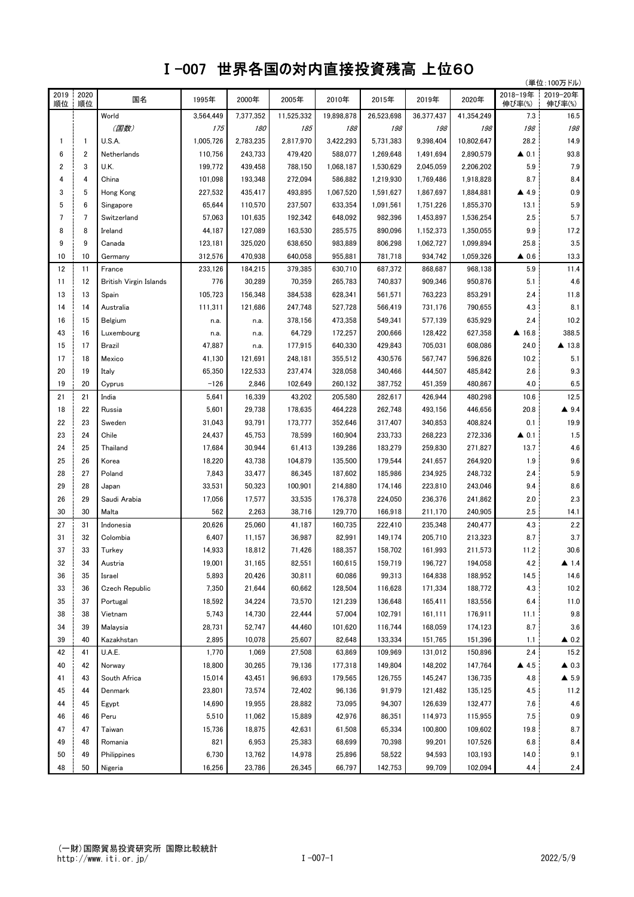# I -007 世界各国の対内直接投資残高 上位60

（単位:100万ドル）

| 2019順位 | 2020順位 | 国名 | 1995年 | 2000年 | 2005年 | 2010年 | 2015年 | 2019年 | 2020年 | 2018-19年伸び率(%) | 2019-20年伸び率(%) |
|---|---|---|---|---|---|---|---|---|---|---|---|
| | | World | 3,564,449 | 7,377,352 | 11,525,332 | 19,898,878 | 26,523,698 | 36,377,437 | 41,354,249 | 7.3 | 16.5 |
| | | *(国数)* | *175* | *180* | *185* | *188* | *198* | *198* | *198* | *198* | *198* |
| 1 | 1 | U.S.A. | 1,005,726 | 2,783,235 | 2,817,970 | 3,422,293 | 5,731,383 | 9,398,404 | 10,802,647 | 28.2 | 14.9 |
| 6 | 2 | Netherlands | 110,756 | 243,733 | 479,420 | 588,077 | 1,269,648 | 1,491,694 | 2,890,579 | ▲ 0.1 | 93.8 |
| 2 | 3 | U.K. | 199,772 | 439,458 | 788,150 | 1,068,187 | 1,530,629 | 2,045,059 | 2,206,202 | 5.9 | 7.9 |
| 4 | 4 | China | 101,098 | 193,348 | 272,094 | 586,882 | 1,219,930 | 1,769,486 | 1,918,828 | 8.7 | 8.4 |
| 3 | 5 | Hong Kong | 227,532 | 435,417 | 493,895 | 1,067,520 | 1,591,627 | 1,867,697 | 1,884,881 | ▲ 4.9 | 0.9 |
| 5 | 6 | Singapore | 65,644 | 110,570 | 237,507 | 633,354 | 1,091,561 | 1,751,226 | 1,855,370 | 13.1 | 5.9 |
| 7 | 7 | Switzerland | 57,063 | 101,635 | 192,342 | 648,092 | 982,396 | 1,453,897 | 1,536,254 | 2.5 | 5.7 |
| 8 | 8 | Ireland | 44,187 | 127,089 | 163,530 | 285,575 | 890,096 | 1,152,373 | 1,350,055 | 9.9 | 17.2 |
| 9 | 9 | Canada | 123,181 | 325,020 | 638,650 | 983,889 | 806,298 | 1,062,727 | 1,099,894 | 25.8 | 3.5 |
| 10 | 10 | Germany | 312,576 | 470,938 | 640,058 | 955,881 | 781,718 | 934,742 | 1,059,326 | ▲ 0.6 | 13.3 |
| 12 | 11 | France | 233,126 | 184,215 | 379,385 | 630,710 | 687,372 | 868,687 | 968,138 | 5.9 | 11.4 |
| 11 | 12 | British Virgin Islands | 776 | 30,289 | 70,359 | 265,783 | 740,837 | 909,346 | 950,876 | 5.1 | 4.6 |
| 13 | 13 | Spain | 105,723 | 156,348 | 384,538 | 628,341 | 561,571 | 763,223 | 853,291 | 2.4 | 11.8 |
| 14 | 14 | Australia | 111,311 | 121,686 | 247,748 | 527,728 | 566,419 | 731,176 | 790,655 | 4.3 | 8.1 |
| 16 | 15 | Belgium | n.a. | n.a. | 378,156 | 473,358 | 549,341 | 577,139 | 635,929 | 2.4 | 10.2 |
| 43 | 16 | Luxembourg | n.a. | n.a. | 64,729 | 172,257 | 200,666 | 128,422 | 627,358 | ▲ 16.8 | 388.5 |
| 15 | 17 | Brazil | 47,887 | n.a. | 177,915 | 640,330 | 429,843 | 705,031 | 608,086 | 24.0 | ▲ 13.8 |
| 17 | 18 | Mexico | 41,130 | 121,691 | 248,181 | 355,512 | 430,576 | 567,747 | 596,826 | 10.2 | 5.1 |
| 20 | 19 | Italy | 65,350 | 122,533 | 237,474 | 328,058 | 340,466 | 444,507 | 485,842 | 2.6 | 9.3 |
| 19 | 20 | Cyprus | −126 | 2,846 | 102,649 | 260,132 | 387,752 | 451,359 | 480,867 | 4.0 | 6.5 |
| 21 | 21 | India | 5,641 | 16,339 | 43,202 | 205,580 | 282,617 | 426,944 | 480,298 | 10.6 | 12.5 |
| 18 | 22 | Russia | 5,601 | 29,738 | 178,635 | 464,228 | 262,748 | 493,156 | 446,656 | 20.8 | ▲ 9.4 |
| 22 | 23 | Sweden | 31,043 | 93,791 | 173,777 | 352,646 | 317,407 | 340,853 | 408,824 | 0.1 | 19.9 |
| 23 | 24 | Chile | 24,437 | 45,753 | 78,599 | 160,904 | 233,733 | 268,223 | 272,336 | ▲ 0.1 | 1.5 |
| 24 | 25 | Thailand | 17,684 | 30,944 | 61,413 | 139,286 | 183,279 | 259,830 | 271,827 | 13.7 | 4.6 |
| 25 | 26 | Korea | 18,220 | 43,738 | 104,879 | 135,500 | 179,544 | 241,657 | 264,920 | 1.9 | 9.6 |
| 28 | 27 | Poland | 7,843 | 33,477 | 86,345 | 187,602 | 185,986 | 234,925 | 248,732 | 2.4 | 5.9 |
| 29 | 28 | Japan | 33,531 | 50,323 | 100,901 | 214,880 | 174,146 | 223,810 | 243,046 | 9.4 | 8.6 |
| 26 | 29 | Saudi Arabia | 17,056 | 17,577 | 33,535 | 176,378 | 224,050 | 236,376 | 241,862 | 2.0 | 2.3 |
| 30 | 30 | Malta | 562 | 2,263 | 38,716 | 129,770 | 166,918 | 211,170 | 240,905 | 2.5 | 14.1 |
| 27 | 31 | Indonesia | 20,626 | 25,060 | 41,187 | 160,735 | 222,410 | 235,348 | 240,477 | 4.3 | 2.2 |
| 31 | 32 | Colombia | 6,407 | 11,157 | 36,987 | 82,991 | 149,174 | 205,710 | 213,323 | 8.7 | 3.7 |
| 37 | 33 | Turkey | 14,933 | 18,812 | 71,426 | 188,357 | 158,702 | 161,993 | 211,573 | 11.2 | 30.6 |
| 32 | 34 | Austria | 19,001 | 31,165 | 82,551 | 160,615 | 159,719 | 196,727 | 194,058 | 4.2 | ▲ 1.4 |
| 36 | 35 | Israel | 5,893 | 20,426 | 30,811 | 60,086 | 99,313 | 164,838 | 188,952 | 14.5 | 14.6 |
| 33 | 36 | Czech Republic | 7,350 | 21,644 | 60,662 | 128,504 | 116,628 | 171,334 | 188,772 | 4.3 | 10.2 |
| 35 | 37 | Portugal | 18,592 | 34,224 | 73,570 | 121,239 | 136,648 | 165,411 | 183,556 | 6.4 | 11.0 |
| 38 | 38 | Vietnam | 5,743 | 14,730 | 22,444 | 57,004 | 102,791 | 161,111 | 176,911 | 11.1 | 9.8 |
| 34 | 39 | Malaysia | 28,731 | 52,747 | 44,460 | 101,620 | 116,744 | 168,059 | 174,123 | 8.7 | 3.6 |
| 39 | 40 | Kazakhstan | 2,895 | 10,078 | 25,607 | 82,648 | 133,334 | 151,765 | 151,396 | 1.1 | ▲ 0.2 |
| 42 | 41 | U.A.E. | 1,770 | 1,069 | 27,508 | 63,869 | 109,969 | 131,012 | 150,896 | 2.4 | 15.2 |
| 40 | 42 | Norway | 18,800 | 30,265 | 79,136 | 177,318 | 149,804 | 148,202 | 147,764 | ▲ 4.5 | ▲ 0.3 |
| 41 | 43 | South Africa | 15,014 | 43,451 | 96,693 | 179,565 | 126,755 | 145,247 | 136,735 | 4.8 | ▲ 5.9 |
| 45 | 44 | Denmark | 23,801 | 73,574 | 72,402 | 96,136 | 91,979 | 121,482 | 135,125 | 4.5 | 11.2 |
| 44 | 45 | Egypt | 14,690 | 19,955 | 28,882 | 73,095 | 94,307 | 126,639 | 132,477 | 7.6 | 4.6 |
| 46 | 46 | Peru | 5,510 | 11,062 | 15,889 | 42,976 | 86,351 | 114,973 | 115,955 | 7.5 | 0.9 |
| 47 | 47 | Taiwan | 15,736 | 18,875 | 42,631 | 61,508 | 65,334 | 100,800 | 109,602 | 19.8 | 8.7 |
| 49 | 48 | Romania | 821 | 6,953 | 25,383 | 68,699 | 70,398 | 99,201 | 107,526 | 6.8 | 8.4 |
| 50 | 49 | Philippines | 6,730 | 13,762 | 14,978 | 25,896 | 58,522 | 94,593 | 103,193 | 14.0 | 9.1 |
| 48 | 50 | Nigeria | 16,256 | 23,786 | 26,345 | 66,797 | 142,753 | 99,709 | 102,094 | 4.4 | 2.4 |

(一財)国際貿易投資研究所 国際比較統計
http://www.iti.or.jp/

2022/5/9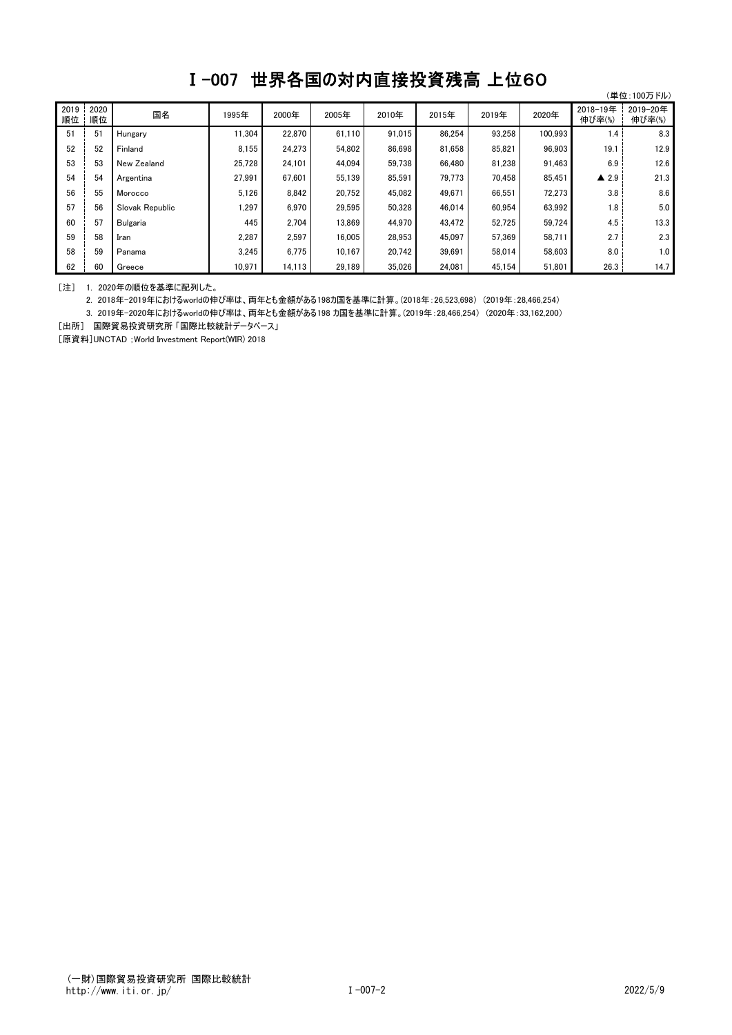# Ⅰ-007 世界各国の対内直接投資残高 上位60

（単位：100万ドル）

| 2019順位 | 2020順位 | 国名 | 1995年 | 2000年 | 2005年 | 2010年 | 2015年 | 2019年 | 2020年 | 2018-19年伸び率(%) | 2019-20年伸び率(%) |
|---|---|---|---|---|---|---|---|---|---|---|---|
| 51 | 51 | Hungary | 11,304 | 22,870 | 61,110 | 91,015 | 86,254 | 93,258 | 100,993 | 1.4 | 8.3 |
| 52 | 52 | Finland | 8,155 | 24,273 | 54,802 | 86,698 | 81,658 | 85,821 | 96,903 | 19.1 | 12.9 |
| 53 | 53 | New Zealand | 25,728 | 24,101 | 44,094 | 59,738 | 66,480 | 81,238 | 91,463 | 6.9 | 12.6 |
| 54 | 54 | Argentina | 27,991 | 67,601 | 55,139 | 85,591 | 79,773 | 70,458 | 85,451 | ▲ 2.9 | 21.3 |
| 56 | 55 | Morocco | 5,126 | 8,842 | 20,752 | 45,082 | 49,671 | 66,551 | 72,273 | 3.8 | 8.6 |
| 57 | 56 | Slovak Republic | 1,297 | 6,970 | 29,595 | 50,328 | 46,014 | 60,954 | 63,992 | 1.8 | 5.0 |
| 60 | 57 | Bulgaria | 445 | 2,704 | 13,869 | 44,970 | 43,472 | 52,725 | 59,724 | 4.5 | 13.3 |
| 59 | 58 | Iran | 2,287 | 2,597 | 16,005 | 28,953 | 45,097 | 57,369 | 58,711 | 2.7 | 2.3 |
| 58 | 59 | Panama | 3,245 | 6,775 | 10,167 | 20,742 | 39,691 | 58,014 | 58,603 | 8.0 | 1.0 |
| 62 | 60 | Greece | 10,971 | 14,113 | 29,189 | 35,026 | 24,081 | 45,154 | 51,801 | 26.3 | 14.7 |

[注]　1. 2020年の順位を基準に配列した。

2. 2018年-2019年におけるworldの伸び率は、両年とも金額がある198カ国を基準に計算。(2018年：26,523,698) (2019年：28,466,254)

3. 2019年-2020年におけるworldの伸び率は、両年とも金額がある198 カ国を基準に計算。(2019年：28,466,254) (2020年：33,162,200)

[出所]　国際貿易投資研究所「国際比較統計データベース」

[原資料]UNCTAD ;World Investment Report(WIR) 2018

(一財)国際貿易投資研究所 国際比較統計
http://www.iti.or.jp/

2022/5/9